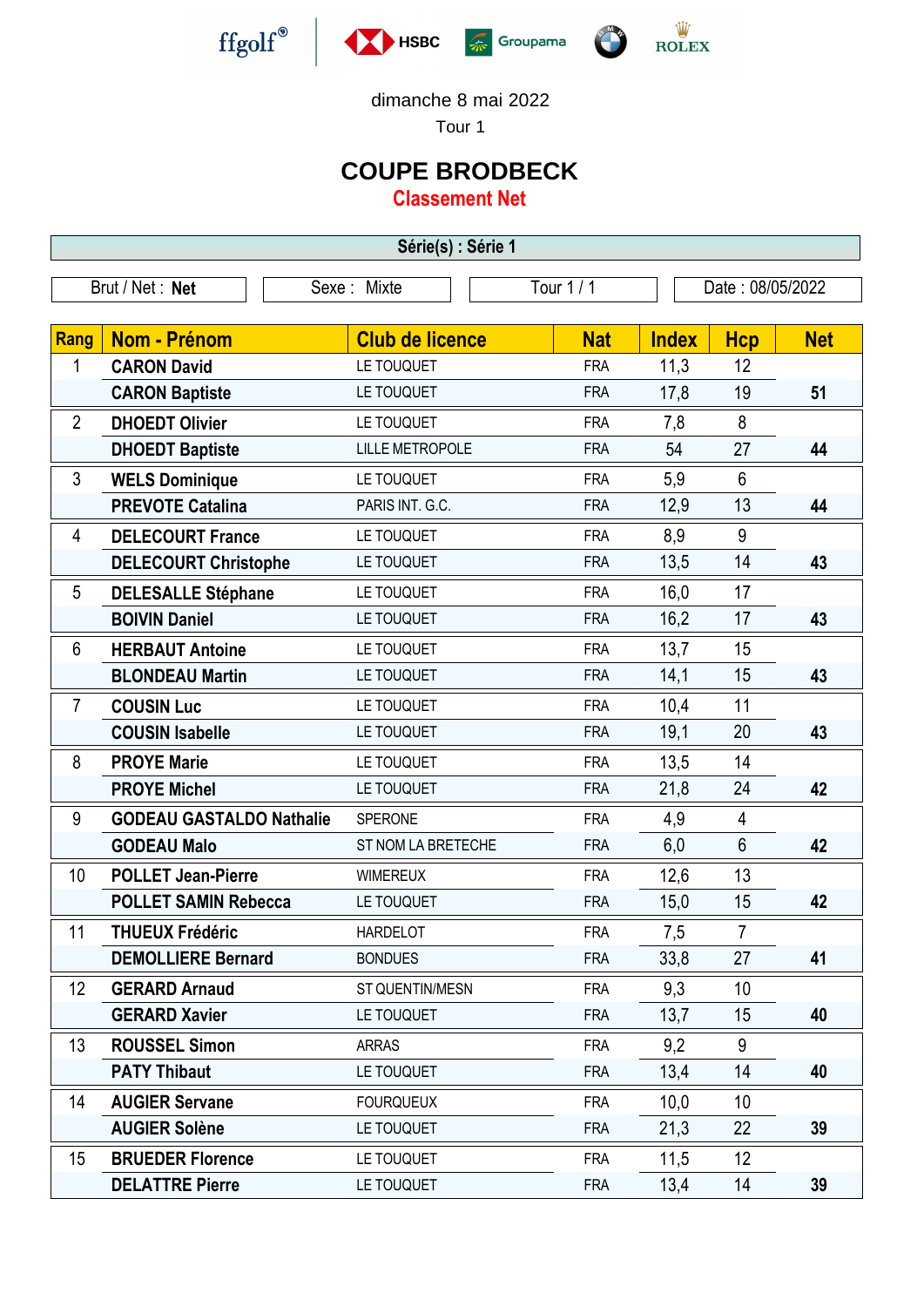ffgolf® HSBC Groupama BMW ROLEX

dimanche 8 mai 2022

Tour 1

# COUPE BRODBECK

## Classement Net

**Série(s) : Série 1**

| Brut / Net : **Net** | Sexe : Mixte | Tour 1 / 1 | Date : 08/05/2022 |
|---|---|---|---|

| Rang | Nom - Prénom | Club de licence | Nat | Index | Hcp | Net |
|---|---|---|---|---|---|---|
| 1 | **CARON David** | LE TOUQUET | FRA | 11,3 | 12 | |
| | **CARON Baptiste** | LE TOUQUET | FRA | 17,8 | 19 | **51** |
| 2 | **DHOEDT Olivier** | LE TOUQUET | FRA | 7,8 | 8 | |
| | **DHOEDT Baptiste** | LILLE METROPOLE | FRA | 54 | 27 | **44** |
| 3 | **WELS Dominique** | LE TOUQUET | FRA | 5,9 | 6 | |
| | **PREVOTE Catalina** | PARIS INT. G.C. | FRA | 12,9 | 13 | **44** |
| 4 | **DELECOURT France** | LE TOUQUET | FRA | 8,9 | 9 | |
| | **DELECOURT Christophe** | LE TOUQUET | FRA | 13,5 | 14 | **43** |
| 5 | **DELESALLE Stéphane** | LE TOUQUET | FRA | 16,0 | 17 | |
| | **BOIVIN Daniel** | LE TOUQUET | FRA | 16,2 | 17 | **43** |
| 6 | **HERBAUT Antoine** | LE TOUQUET | FRA | 13,7 | 15 | |
| | **BLONDEAU Martin** | LE TOUQUET | FRA | 14,1 | 15 | **43** |
| 7 | **COUSIN Luc** | LE TOUQUET | FRA | 10,4 | 11 | |
| | **COUSIN Isabelle** | LE TOUQUET | FRA | 19,1 | 20 | **43** |
| 8 | **PROYE Marie** | LE TOUQUET | FRA | 13,5 | 14 | |
| | **PROYE Michel** | LE TOUQUET | FRA | 21,8 | 24 | **42** |
| 9 | **GODEAU GASTALDO Nathalie** | SPERONE | FRA | 4,9 | 4 | |
| | **GODEAU Malo** | ST NOM LA BRETECHE | FRA | 6,0 | 6 | **42** |
| 10 | **POLLET Jean-Pierre** | WIMEREUX | FRA | 12,6 | 13 | |
| | **POLLET SAMIN Rebecca** | LE TOUQUET | FRA | 15,0 | 15 | **42** |
| 11 | **THUEUX Frédéric** | HARDELOT | FRA | 7,5 | 7 | |
| | **DEMOLLIERE Bernard** | BONDUES | FRA | 33,8 | 27 | **41** |
| 12 | **GERARD Arnaud** | ST QUENTIN/MESN | FRA | 9,3 | 10 | |
| | **GERARD Xavier** | LE TOUQUET | FRA | 13,7 | 15 | **40** |
| 13 | **ROUSSEL Simon** | ARRAS | FRA | 9,2 | 9 | |
| | **PATY Thibaut** | LE TOUQUET | FRA | 13,4 | 14 | **40** |
| 14 | **AUGIER Servane** | FOURQUEUX | FRA | 10,0 | 10 | |
| | **AUGIER Solène** | LE TOUQUET | FRA | 21,3 | 22 | **39** |
| 15 | **BRUEDER Florence** | LE TOUQUET | FRA | 11,5 | 12 | |
| | **DELATTRE Pierre** | LE TOUQUET | FRA | 13,4 | 14 | **39** |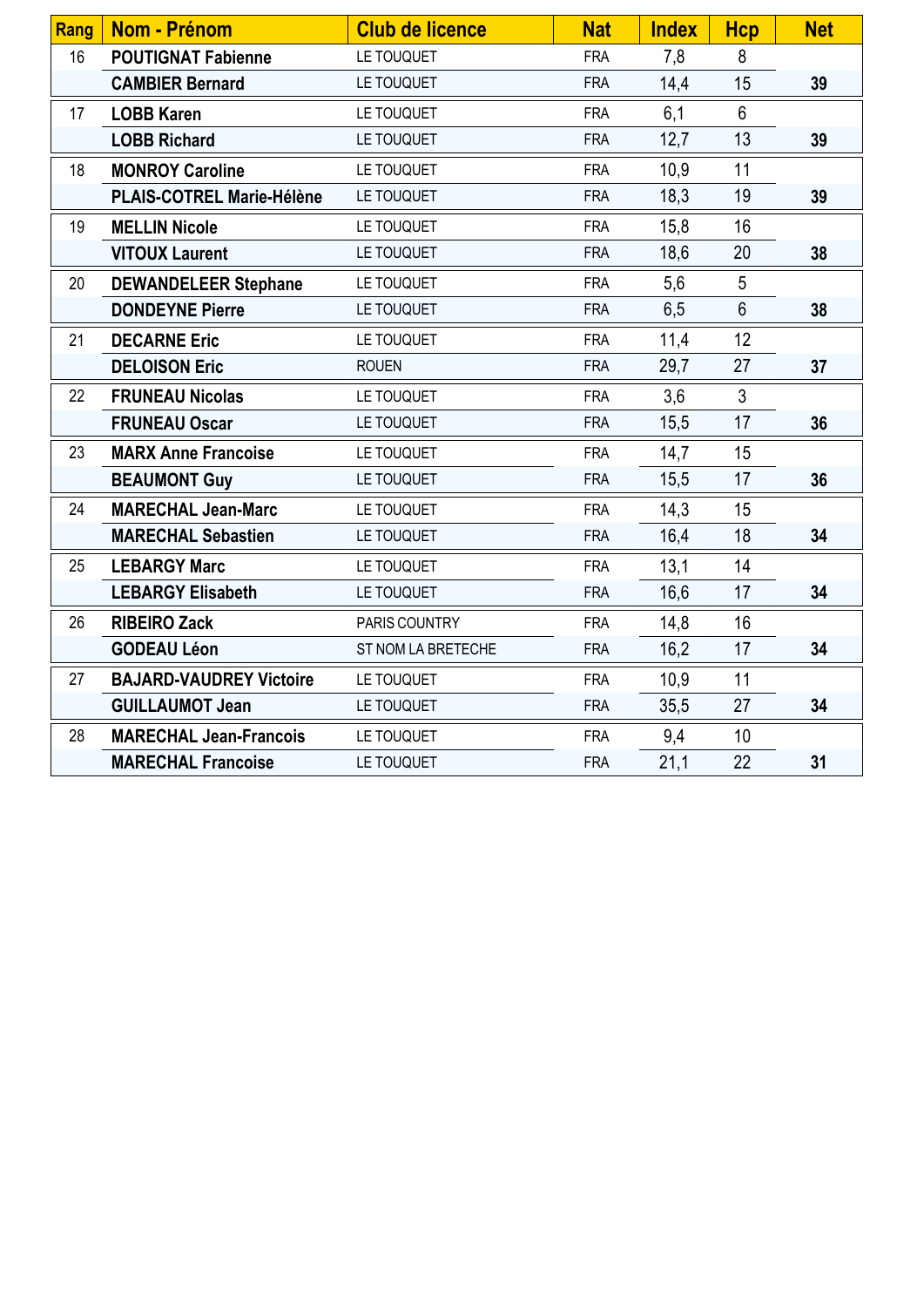| Rang | Nom - Prénom | Club de licence | Nat | Index | Hcp | Net |
|---|---|---|---|---|---|---|
| 16 | **POUTIGNAT Fabienne** | LE TOUQUET | FRA | 7,8 | 8 | |
| | **CAMBIER Bernard** | LE TOUQUET | FRA | 14,4 | 15 | **39** |
| 17 | **LOBB Karen** | LE TOUQUET | FRA | 6,1 | 6 | |
| | **LOBB Richard** | LE TOUQUET | FRA | 12,7 | 13 | **39** |
| 18 | **MONROY Caroline** | LE TOUQUET | FRA | 10,9 | 11 | |
| | **PLAIS-COTREL Marie-Hélène** | LE TOUQUET | FRA | 18,3 | 19 | **39** |
| 19 | **MELLIN Nicole** | LE TOUQUET | FRA | 15,8 | 16 | |
| | **VITOUX Laurent** | LE TOUQUET | FRA | 18,6 | 20 | **38** |
| 20 | **DEWANDELEER Stephane** | LE TOUQUET | FRA | 5,6 | 5 | |
| | **DONDEYNE Pierre** | LE TOUQUET | FRA | 6,5 | 6 | **38** |
| 21 | **DECARNE Eric** | LE TOUQUET | FRA | 11,4 | 12 | |
| | **DELOISON Eric** | ROUEN | FRA | 29,7 | 27 | **37** |
| 22 | **FRUNEAU Nicolas** | LE TOUQUET | FRA | 3,6 | 3 | |
| | **FRUNEAU Oscar** | LE TOUQUET | FRA | 15,5 | 17 | **36** |
| 23 | **MARX Anne Francoise** | LE TOUQUET | FRA | 14,7 | 15 | |
| | **BEAUMONT Guy** | LE TOUQUET | FRA | 15,5 | 17 | **36** |
| 24 | **MARECHAL Jean-Marc** | LE TOUQUET | FRA | 14,3 | 15 | |
| | **MARECHAL Sebastien** | LE TOUQUET | FRA | 16,4 | 18 | **34** |
| 25 | **LEBARGY Marc** | LE TOUQUET | FRA | 13,1 | 14 | |
| | **LEBARGY Elisabeth** | LE TOUQUET | FRA | 16,6 | 17 | **34** |
| 26 | **RIBEIRO Zack** | PARIS COUNTRY | FRA | 14,8 | 16 | |
| | **GODEAU Léon** | ST NOM LA BRETECHE | FRA | 16,2 | 17 | **34** |
| 27 | **BAJARD-VAUDREY Victoire** | LE TOUQUET | FRA | 10,9 | 11 | |
| | **GUILLAUMOT Jean** | LE TOUQUET | FRA | 35,5 | 27 | **34** |
| 28 | **MARECHAL Jean-Francois** | LE TOUQUET | FRA | 9,4 | 10 | |
| | **MARECHAL Francoise** | LE TOUQUET | FRA | 21,1 | 22 | **31** |